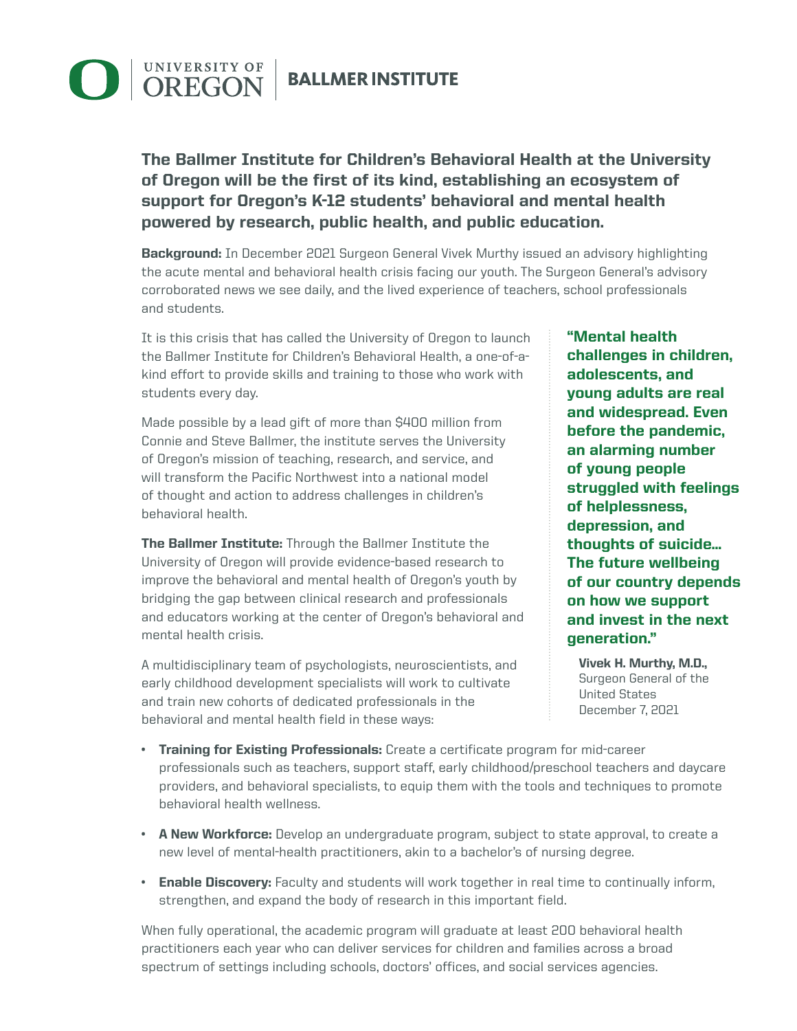UNIVERSITY OF OREGON | BALLMER INSTITUTE

## The Ballmer Institute for Children's Behavioral Health at the University of Oregon will be the first of its kind, establishing an ecosystem of support for Oregon's K-12 students' behavioral and mental health powered by research, public health, and public education.

**Background:** In December 2021 Surgeon General Vivek Murthy issued an advisory highlighting the acute mental and behavioral health crisis facing our youth. The Surgeon General's advisory corroborated news we see daily, and the lived experience of teachers, school professionals and students.

It is this crisis that has called the University of Oregon to launch the Ballmer Institute for Children's Behavioral Health, a one-of-a-kind effort to provide skills and training to those who work with students every day.

Made possible by a lead gift of more than $400 million from Connie and Steve Ballmer, the institute serves the University of Oregon's mission of teaching, research, and service, and will transform the Pacific Northwest into a national model of thought and action to address challenges in children's behavioral health.

**The Ballmer Institute:** Through the Ballmer Institute the University of Oregon will provide evidence-based research to improve the behavioral and mental health of Oregon's youth by bridging the gap between clinical research and professionals and educators working at the center of Oregon's behavioral and mental health crisis.

A multidisciplinary team of psychologists, neuroscientists, and early childhood development specialists will work to cultivate and train new cohorts of dedicated professionals in the behavioral and mental health field in these ways:

> **"Mental health challenges in children, adolescents, and young adults are real and widespread. Even before the pandemic, an alarming number of young people struggled with feelings of helplessness, depression, and thoughts of suicide... The future wellbeing of our country depends on how we support and invest in the next generation."**
>
> **Vivek H. Murthy, M.D.,**
> Surgeon General of the United States
> December 7, 2021

- **Training for Existing Professionals:** Create a certificate program for mid-career professionals such as teachers, support staff, early childhood/preschool teachers and daycare providers, and behavioral specialists, to equip them with the tools and techniques to promote behavioral health wellness.
- **A New Workforce:** Develop an undergraduate program, subject to state approval, to create a new level of mental-health practitioners, akin to a bachelor's of nursing degree.
- **Enable Discovery:** Faculty and students will work together in real time to continually inform, strengthen, and expand the body of research in this important field.

When fully operational, the academic program will graduate at least 200 behavioral health practitioners each year who can deliver services for children and families across a broad spectrum of settings including schools, doctors' offices, and social services agencies.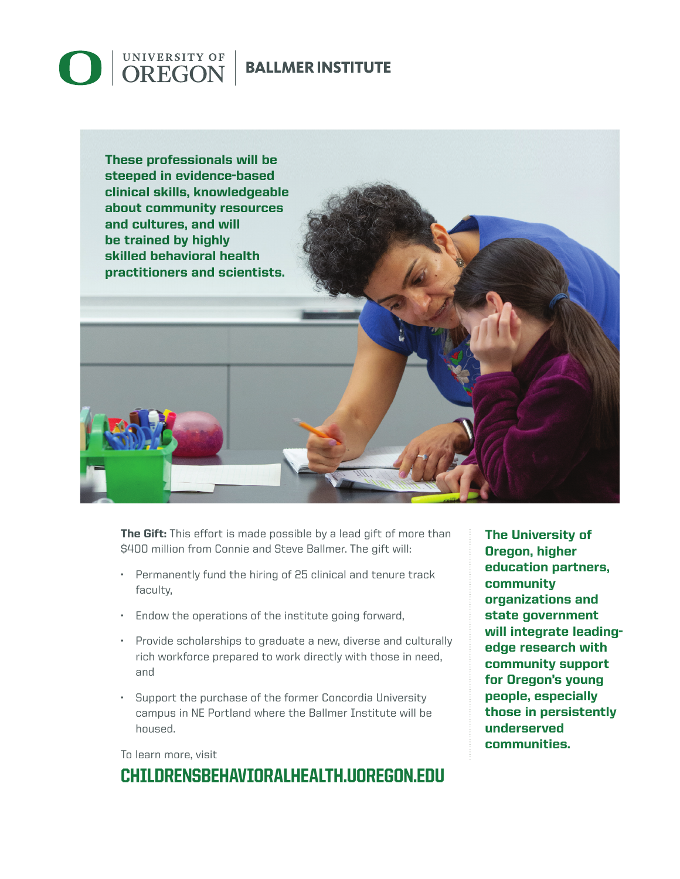UNIVERSITY OF OREGON | BALLMER INSTITUTE

**These professionals will be steeped in evidence-based clinical skills, knowledgeable about community resources and cultures, and will be trained by highly skilled behavioral health practitioners and scientists.**

**The Gift:** This effort is made possible by a lead gift of more than $400 million from Connie and Steve Ballmer. The gift will:

- Permanently fund the hiring of 25 clinical and tenure track faculty,
- Endow the operations of the institute going forward,
- Provide scholarships to graduate a new, diverse and culturally rich workforce prepared to work directly with those in need, and
- Support the purchase of the former Concordia University campus in NE Portland where the Ballmer Institute will be housed.

To learn more, visit

**CHILDRENSBEHAVIORALHEALTH.UOREGON.EDU**

**The University of Oregon, higher education partners, community organizations and state government will integrate leading-edge research with community support for Oregon's young people, especially those in persistently underserved communities.**